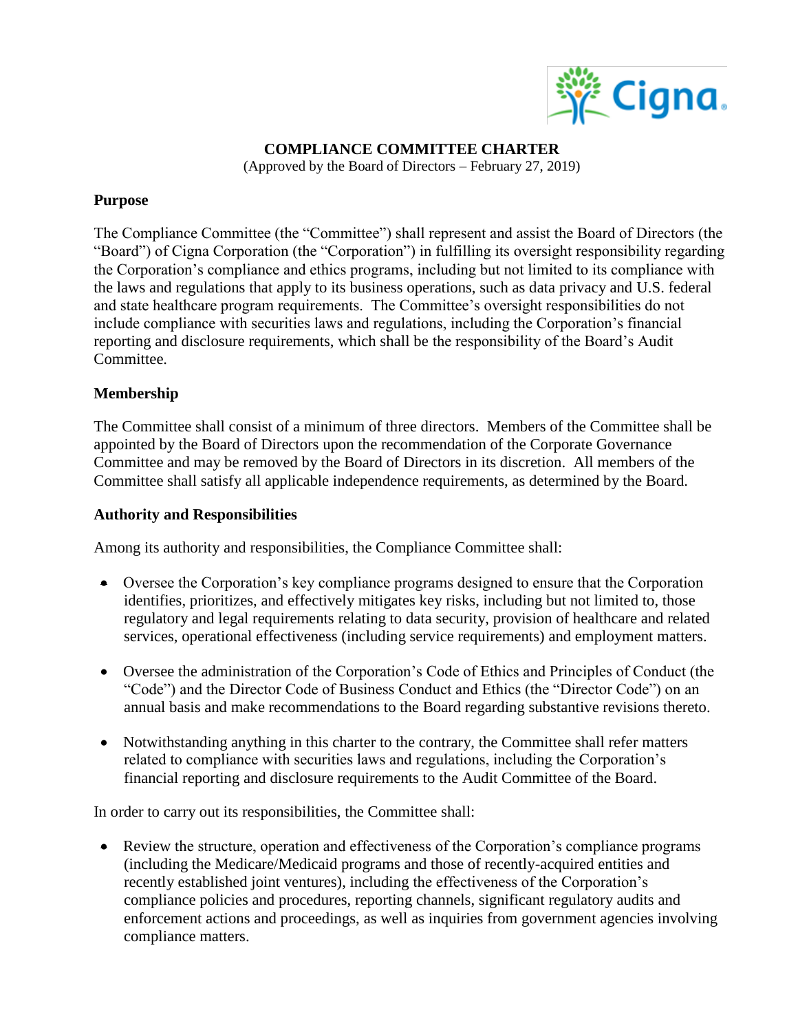# COMPLIANCE COMMITTEE CHARTER

(Approved by the Board of Directors – February 27, 2019)

## Purpose

The Compliance Committee (the "Committee") shall represent and assist the Board of Directors (the "Board") of Cigna Corporation (the "Corporation") in fulfilling its oversight responsibility regarding the Corporation's compliance and ethics programs, including but not limited to its compliance with the laws and regulations that apply to its business operations, such as data privacy and U.S. federal and state healthcare program requirements. The Committee's oversight responsibilities do not include compliance with securities laws and regulations, including the Corporation's financial reporting and disclosure requirements, which shall be the responsibility of the Board's Audit Committee.

## Membership

The Committee shall consist of a minimum of three directors. Members of the Committee shall be appointed by the Board of Directors upon the recommendation of the Corporate Governance Committee and may be removed by the Board of Directors in its discretion. All members of the Committee shall satisfy all applicable independence requirements, as determined by the Board.

## Authority and Responsibilities

Among its authority and responsibilities, the Compliance Committee shall:

- Oversee the Corporation's key compliance programs designed to ensure that the Corporation identifies, prioritizes, and effectively mitigates key risks, including but not limited to, those regulatory and legal requirements relating to data security, provision of healthcare and related services, operational effectiveness (including service requirements) and employment matters.
- Oversee the administration of the Corporation's Code of Ethics and Principles of Conduct (the "Code") and the Director Code of Business Conduct and Ethics (the "Director Code") on an annual basis and make recommendations to the Board regarding substantive revisions thereto.
- Notwithstanding anything in this charter to the contrary, the Committee shall refer matters related to compliance with securities laws and regulations, including the Corporation's financial reporting and disclosure requirements to the Audit Committee of the Board.

In order to carry out its responsibilities, the Committee shall:

- Review the structure, operation and effectiveness of the Corporation's compliance programs (including the Medicare/Medicaid programs and those of recently-acquired entities and recently established joint ventures), including the effectiveness of the Corporation's compliance policies and procedures, reporting channels, significant regulatory audits and enforcement actions and proceedings, as well as inquiries from government agencies involving compliance matters.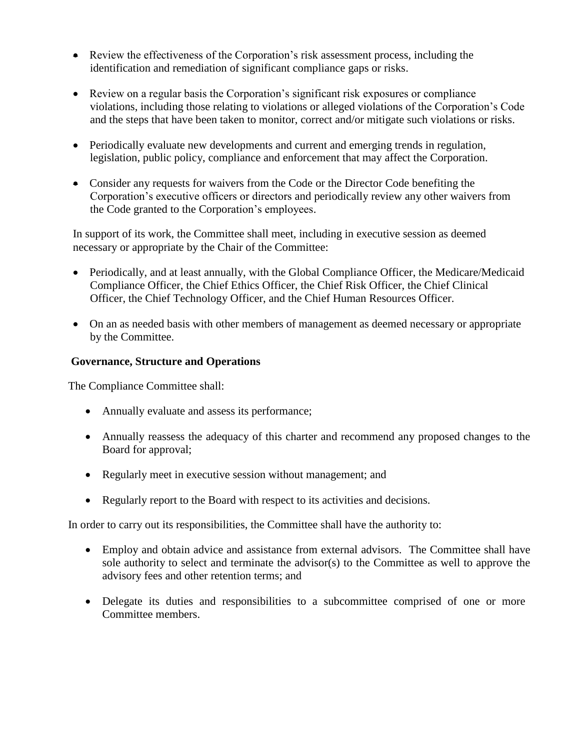- Review the effectiveness of the Corporation's risk assessment process, including the identification and remediation of significant compliance gaps or risks.

- Review on a regular basis the Corporation's significant risk exposures or compliance violations, including those relating to violations or alleged violations of the Corporation's Code and the steps that have been taken to monitor, correct and/or mitigate such violations or risks.

- Periodically evaluate new developments and current and emerging trends in regulation, legislation, public policy, compliance and enforcement that may affect the Corporation.

- Consider any requests for waivers from the Code or the Director Code benefiting the Corporation's executive officers or directors and periodically review any other waivers from the Code granted to the Corporation's employees.

In support of its work, the Committee shall meet, including in executive session as deemed necessary or appropriate by the Chair of the Committee:

- Periodically, and at least annually, with the Global Compliance Officer, the Medicare/Medicaid Compliance Officer, the Chief Ethics Officer, the Chief Risk Officer, the Chief Clinical Officer, the Chief Technology Officer, and the Chief Human Resources Officer.

- On an as needed basis with other members of management as deemed necessary or appropriate by the Committee.

**Governance, Structure and Operations**

The Compliance Committee shall:

- Annually evaluate and assess its performance;

- Annually reassess the adequacy of this charter and recommend any proposed changes to the Board for approval;

- Regularly meet in executive session without management; and

- Regularly report to the Board with respect to its activities and decisions.

In order to carry out its responsibilities, the Committee shall have the authority to:

- Employ and obtain advice and assistance from external advisors. The Committee shall have sole authority to select and terminate the advisor(s) to the Committee as well to approve the advisory fees and other retention terms; and

- Delegate its duties and responsibilities to a subcommittee comprised of one or more Committee members.